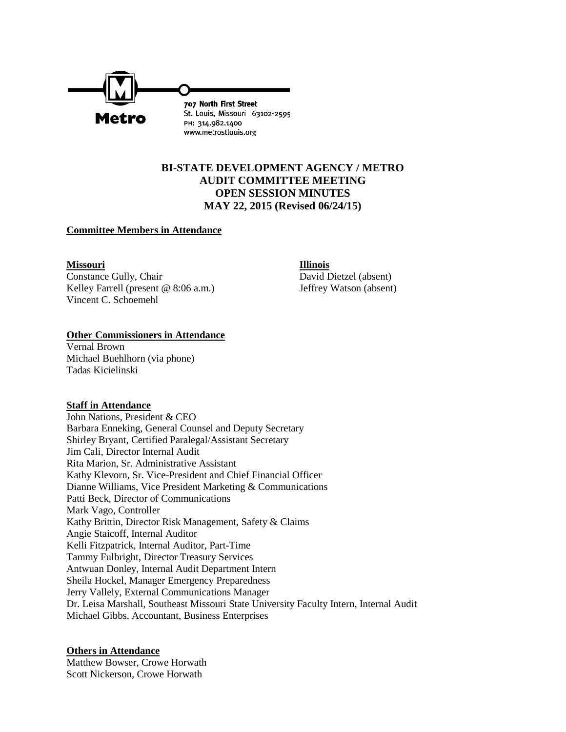Metro

707 North First Street
St. Louis, Missouri 63102-2595
PH: 314.982.1400
www.metrostlouis.org

# BI-STATE DEVELOPMENT AGENCY / METRO
# AUDIT COMMITTEE MEETING
# OPEN SESSION MINUTES
# MAY 22, 2015 (Revised 06/24/15)

## Committee Members in Attendance

**Missouri**
Constance Gully, Chair
Kelley Farrell (present @ 8:06 a.m.)
Vincent C. Schoemehl

**Illinois**
David Dietzel (absent)
Jeffrey Watson (absent)

## Other Commissioners in Attendance

Vernal Brown
Michael Buehlhorn (via phone)
Tadas Kicielinski

## Staff in Attendance

John Nations, President & CEO
Barbara Enneking, General Counsel and Deputy Secretary
Shirley Bryant, Certified Paralegal/Assistant Secretary
Jim Cali, Director Internal Audit
Rita Marion, Sr. Administrative Assistant
Kathy Klevorn, Sr. Vice-President and Chief Financial Officer
Dianne Williams, Vice President Marketing & Communications
Patti Beck, Director of Communications
Mark Vago, Controller
Kathy Brittin, Director Risk Management, Safety & Claims
Angie Staicoff, Internal Auditor
Kelli Fitzpatrick, Internal Auditor, Part-Time
Tammy Fulbright, Director Treasury Services
Antwuan Donley, Internal Audit Department Intern
Sheila Hockel, Manager Emergency Preparedness
Jerry Vallely, External Communications Manager
Dr. Leisa Marshall, Southeast Missouri State University Faculty Intern, Internal Audit
Michael Gibbs, Accountant, Business Enterprises

## Others in Attendance

Matthew Bowser, Crowe Horwath
Scott Nickerson, Crowe Horwath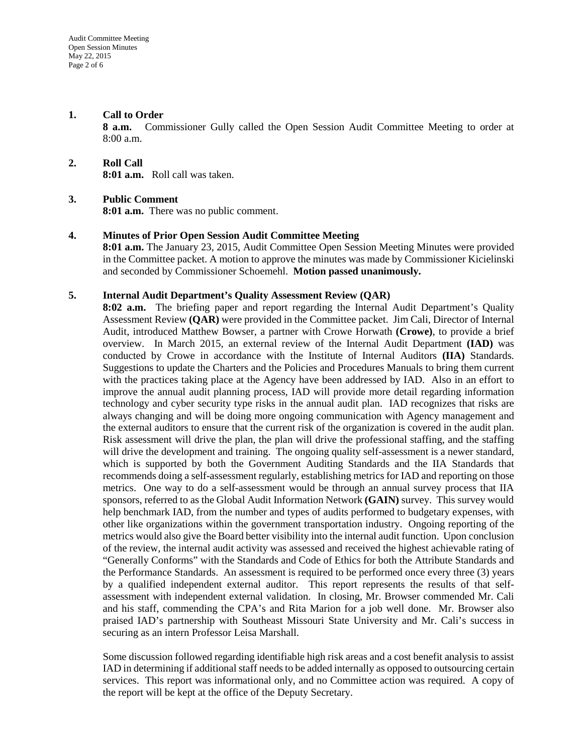**1. Call to Order**

**8 a.m.** Commissioner Gully called the Open Session Audit Committee Meeting to order at 8:00 a.m.

**2. Roll Call**

**8:01 a.m.** Roll call was taken.

**3. Public Comment**

**8:01 a.m.** There was no public comment.

**4. Minutes of Prior Open Session Audit Committee Meeting**

**8:01 a.m.** The January 23, 2015, Audit Committee Open Session Meeting Minutes were provided in the Committee packet. A motion to approve the minutes was made by Commissioner Kicielinski and seconded by Commissioner Schoemehl. **Motion passed unanimously.**

**5. Internal Audit Department's Quality Assessment Review (QAR)**

**8:02 a.m.** The briefing paper and report regarding the Internal Audit Department's Quality Assessment Review **(QAR)** were provided in the Committee packet. Jim Cali, Director of Internal Audit, introduced Matthew Bowser, a partner with Crowe Horwath **(Crowe)**, to provide a brief overview. In March 2015, an external review of the Internal Audit Department **(IAD)** was conducted by Crowe in accordance with the Institute of Internal Auditors **(IIA)** Standards. Suggestions to update the Charters and the Policies and Procedures Manuals to bring them current with the practices taking place at the Agency have been addressed by IAD. Also in an effort to improve the annual audit planning process, IAD will provide more detail regarding information technology and cyber security type risks in the annual audit plan. IAD recognizes that risks are always changing and will be doing more ongoing communication with Agency management and the external auditors to ensure that the current risk of the organization is covered in the audit plan. Risk assessment will drive the plan, the plan will drive the professional staffing, and the staffing will drive the development and training. The ongoing quality self-assessment is a newer standard, which is supported by both the Government Auditing Standards and the IIA Standards that recommends doing a self-assessment regularly, establishing metrics for IAD and reporting on those metrics. One way to do a self-assessment would be through an annual survey process that IIA sponsors, referred to as the Global Audit Information Network **(GAIN)** survey. This survey would help benchmark IAD, from the number and types of audits performed to budgetary expenses, with other like organizations within the government transportation industry. Ongoing reporting of the metrics would also give the Board better visibility into the internal audit function. Upon conclusion of the review, the internal audit activity was assessed and received the highest achievable rating of "Generally Conforms" with the Standards and Code of Ethics for both the Attribute Standards and the Performance Standards. An assessment is required to be performed once every three (3) years by a qualified independent external auditor. This report represents the results of that self-assessment with independent external validation. In closing, Mr. Browser commended Mr. Cali and his staff, commending the CPA's and Rita Marion for a job well done. Mr. Browser also praised IAD's partnership with Southeast Missouri State University and Mr. Cali's success in securing as an intern Professor Leisa Marshall.

Some discussion followed regarding identifiable high risk areas and a cost benefit analysis to assist IAD in determining if additional staff needs to be added internally as opposed to outsourcing certain services. This report was informational only, and no Committee action was required. A copy of the report will be kept at the office of the Deputy Secretary.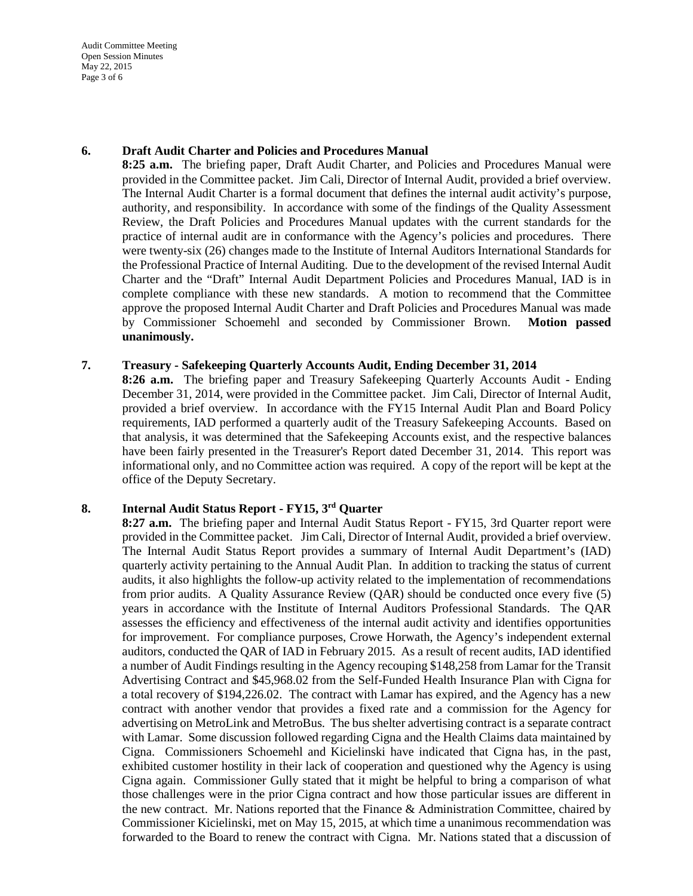6. **Draft Audit Charter and Policies and Procedures Manual**

**8:25 a.m.** The briefing paper, Draft Audit Charter, and Policies and Procedures Manual were provided in the Committee packet. Jim Cali, Director of Internal Audit, provided a brief overview. The Internal Audit Charter is a formal document that defines the internal audit activity's purpose, authority, and responsibility. In accordance with some of the findings of the Quality Assessment Review, the Draft Policies and Procedures Manual updates with the current standards for the practice of internal audit are in conformance with the Agency's policies and procedures. There were twenty-six (26) changes made to the Institute of Internal Auditors International Standards for the Professional Practice of Internal Auditing. Due to the development of the revised Internal Audit Charter and the "Draft" Internal Audit Department Policies and Procedures Manual, IAD is in complete compliance with these new standards. A motion to recommend that the Committee approve the proposed Internal Audit Charter and Draft Policies and Procedures Manual was made by Commissioner Schoemehl and seconded by Commissioner Brown. **Motion passed unanimously.**

7. **Treasury - Safekeeping Quarterly Accounts Audit, Ending December 31, 2014**

**8:26 a.m.** The briefing paper and Treasury Safekeeping Quarterly Accounts Audit - Ending December 31, 2014, were provided in the Committee packet. Jim Cali, Director of Internal Audit, provided a brief overview. In accordance with the FY15 Internal Audit Plan and Board Policy requirements, IAD performed a quarterly audit of the Treasury Safekeeping Accounts. Based on that analysis, it was determined that the Safekeeping Accounts exist, and the respective balances have been fairly presented in the Treasurer's Report dated December 31, 2014. This report was informational only, and no Committee action was required. A copy of the report will be kept at the office of the Deputy Secretary.

8. **Internal Audit Status Report - FY15, 3rd Quarter**

**8:27 a.m.** The briefing paper and Internal Audit Status Report - FY15, 3rd Quarter report were provided in the Committee packet. Jim Cali, Director of Internal Audit, provided a brief overview. The Internal Audit Status Report provides a summary of Internal Audit Department's (IAD) quarterly activity pertaining to the Annual Audit Plan. In addition to tracking the status of current audits, it also highlights the follow-up activity related to the implementation of recommendations from prior audits. A Quality Assurance Review (QAR) should be conducted once every five (5) years in accordance with the Institute of Internal Auditors Professional Standards. The QAR assesses the efficiency and effectiveness of the internal audit activity and identifies opportunities for improvement. For compliance purposes, Crowe Horwath, the Agency's independent external auditors, conducted the QAR of IAD in February 2015. As a result of recent audits, IAD identified a number of Audit Findings resulting in the Agency recouping $148,258 from Lamar for the Transit Advertising Contract and $45,968.02 from the Self-Funded Health Insurance Plan with Cigna for a total recovery of $194,226.02. The contract with Lamar has expired, and the Agency has a new contract with another vendor that provides a fixed rate and a commission for the Agency for advertising on MetroLink and MetroBus. The bus shelter advertising contract is a separate contract with Lamar. Some discussion followed regarding Cigna and the Health Claims data maintained by Cigna. Commissioners Schoemehl and Kicielinski have indicated that Cigna has, in the past, exhibited customer hostility in their lack of cooperation and questioned why the Agency is using Cigna again. Commissioner Gully stated that it might be helpful to bring a comparison of what those challenges were in the prior Cigna contract and how those particular issues are different in the new contract. Mr. Nations reported that the Finance & Administration Committee, chaired by Commissioner Kicielinski, met on May 15, 2015, at which time a unanimous recommendation was forwarded to the Board to renew the contract with Cigna. Mr. Nations stated that a discussion of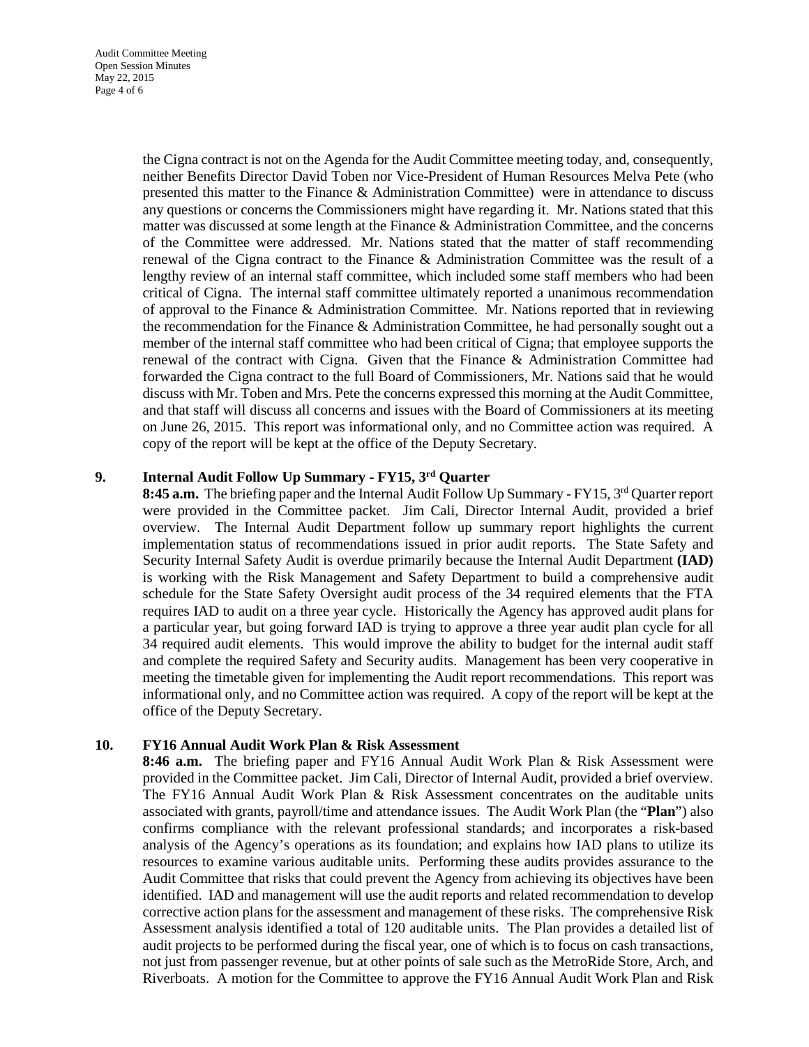the Cigna contract is not on the Agenda for the Audit Committee meeting today, and, consequently, neither Benefits Director David Toben nor Vice-President of Human Resources Melva Pete (who presented this matter to the Finance & Administration Committee) were in attendance to discuss any questions or concerns the Commissioners might have regarding it. Mr. Nations stated that this matter was discussed at some length at the Finance & Administration Committee, and the concerns of the Committee were addressed. Mr. Nations stated that the matter of staff recommending renewal of the Cigna contract to the Finance & Administration Committee was the result of a lengthy review of an internal staff committee, which included some staff members who had been critical of Cigna. The internal staff committee ultimately reported a unanimous recommendation of approval to the Finance & Administration Committee. Mr. Nations reported that in reviewing the recommendation for the Finance & Administration Committee, he had personally sought out a member of the internal staff committee who had been critical of Cigna; that employee supports the renewal of the contract with Cigna. Given that the Finance & Administration Committee had forwarded the Cigna contract to the full Board of Commissioners, Mr. Nations said that he would discuss with Mr. Toben and Mrs. Pete the concerns expressed this morning at the Audit Committee, and that staff will discuss all concerns and issues with the Board of Commissioners at its meeting on June 26, 2015. This report was informational only, and no Committee action was required. A copy of the report will be kept at the office of the Deputy Secretary.

## 9. Internal Audit Follow Up Summary - FY15, 3rd Quarter

**8:45 a.m.** The briefing paper and the Internal Audit Follow Up Summary - FY15, 3rd Quarter report were provided in the Committee packet. Jim Cali, Director Internal Audit, provided a brief overview. The Internal Audit Department follow up summary report highlights the current implementation status of recommendations issued in prior audit reports. The State Safety and Security Internal Safety Audit is overdue primarily because the Internal Audit Department **(IAD)** is working with the Risk Management and Safety Department to build a comprehensive audit schedule for the State Safety Oversight audit process of the 34 required elements that the FTA requires IAD to audit on a three year cycle. Historically the Agency has approved audit plans for a particular year, but going forward IAD is trying to approve a three year audit plan cycle for all 34 required audit elements. This would improve the ability to budget for the internal audit staff and complete the required Safety and Security audits. Management has been very cooperative in meeting the timetable given for implementing the Audit report recommendations. This report was informational only, and no Committee action was required. A copy of the report will be kept at the office of the Deputy Secretary.

## 10. FY16 Annual Audit Work Plan & Risk Assessment

**8:46 a.m.** The briefing paper and FY16 Annual Audit Work Plan & Risk Assessment were provided in the Committee packet. Jim Cali, Director of Internal Audit, provided a brief overview. The FY16 Annual Audit Work Plan & Risk Assessment concentrates on the auditable units associated with grants, payroll/time and attendance issues. The Audit Work Plan (the "**Plan**") also confirms compliance with the relevant professional standards; and incorporates a risk-based analysis of the Agency's operations as its foundation; and explains how IAD plans to utilize its resources to examine various auditable units. Performing these audits provides assurance to the Audit Committee that risks that could prevent the Agency from achieving its objectives have been identified. IAD and management will use the audit reports and related recommendation to develop corrective action plans for the assessment and management of these risks. The comprehensive Risk Assessment analysis identified a total of 120 auditable units. The Plan provides a detailed list of audit projects to be performed during the fiscal year, one of which is to focus on cash transactions, not just from passenger revenue, but at other points of sale such as the MetroRide Store, Arch, and Riverboats. A motion for the Committee to approve the FY16 Annual Audit Work Plan and Risk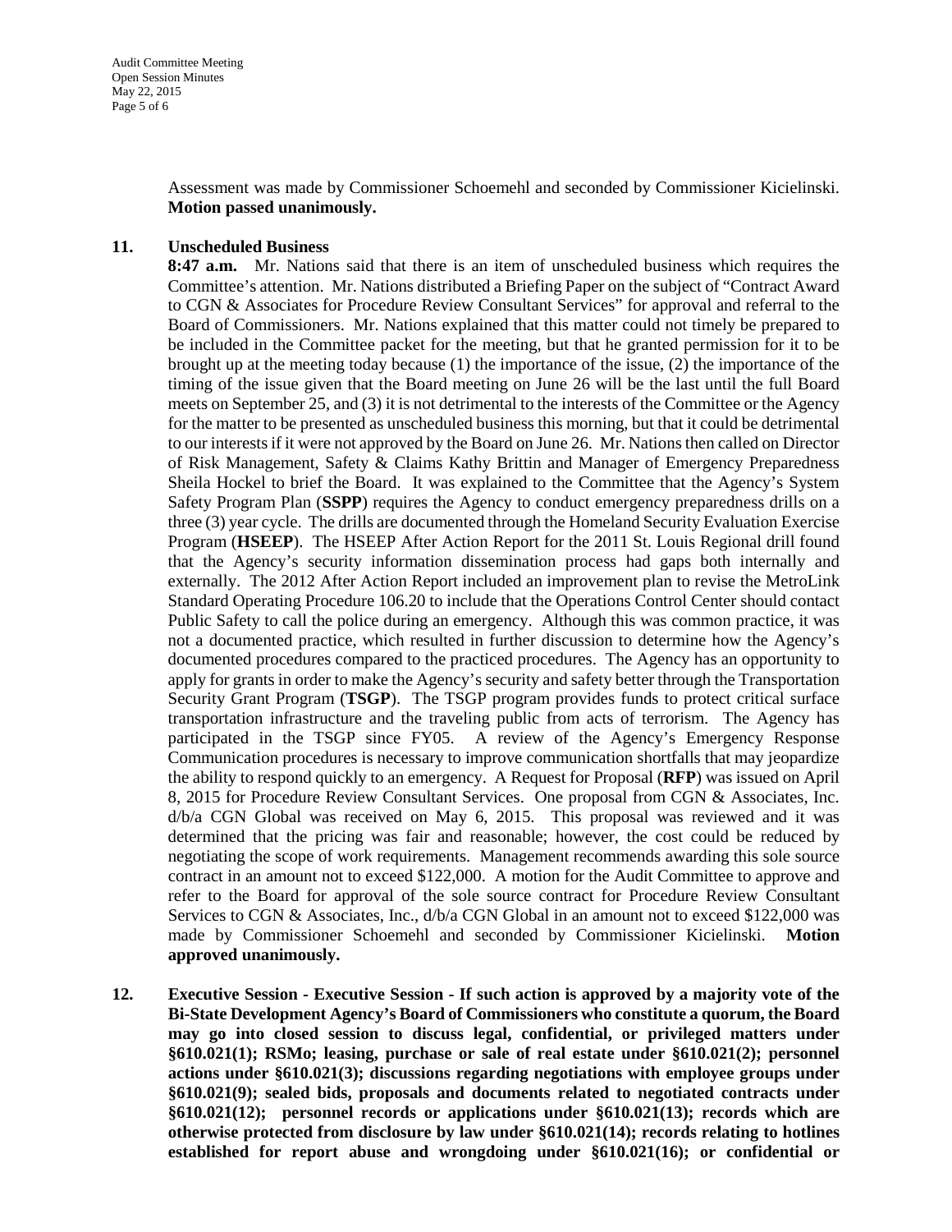Assessment was made by Commissioner Schoemehl and seconded by Commissioner Kicielinski. **Motion passed unanimously.**

**11. Unscheduled Business**

**8:47 a.m.** Mr. Nations said that there is an item of unscheduled business which requires the Committee's attention. Mr. Nations distributed a Briefing Paper on the subject of "Contract Award to CGN & Associates for Procedure Review Consultant Services" for approval and referral to the Board of Commissioners. Mr. Nations explained that this matter could not timely be prepared to be included in the Committee packet for the meeting, but that he granted permission for it to be brought up at the meeting today because (1) the importance of the issue, (2) the importance of the timing of the issue given that the Board meeting on June 26 will be the last until the full Board meets on September 25, and (3) it is not detrimental to the interests of the Committee or the Agency for the matter to be presented as unscheduled business this morning, but that it could be detrimental to our interests if it were not approved by the Board on June 26. Mr. Nations then called on Director of Risk Management, Safety & Claims Kathy Brittin and Manager of Emergency Preparedness Sheila Hockel to brief the Board. It was explained to the Committee that the Agency's System Safety Program Plan (**SSPP**) requires the Agency to conduct emergency preparedness drills on a three (3) year cycle. The drills are documented through the Homeland Security Evaluation Exercise Program (**HSEEP**). The HSEEP After Action Report for the 2011 St. Louis Regional drill found that the Agency's security information dissemination process had gaps both internally and externally. The 2012 After Action Report included an improvement plan to revise the MetroLink Standard Operating Procedure 106.20 to include that the Operations Control Center should contact Public Safety to call the police during an emergency. Although this was common practice, it was not a documented practice, which resulted in further discussion to determine how the Agency's documented procedures compared to the practiced procedures. The Agency has an opportunity to apply for grants in order to make the Agency's security and safety better through the Transportation Security Grant Program (**TSGP**). The TSGP program provides funds to protect critical surface transportation infrastructure and the traveling public from acts of terrorism. The Agency has participated in the TSGP since FY05. A review of the Agency's Emergency Response Communication procedures is necessary to improve communication shortfalls that may jeopardize the ability to respond quickly to an emergency. A Request for Proposal (**RFP**) was issued on April 8, 2015 for Procedure Review Consultant Services. One proposal from CGN & Associates, Inc. d/b/a CGN Global was received on May 6, 2015. This proposal was reviewed and it was determined that the pricing was fair and reasonable; however, the cost could be reduced by negotiating the scope of work requirements. Management recommends awarding this sole source contract in an amount not to exceed $122,000. A motion for the Audit Committee to approve and refer to the Board for approval of the sole source contract for Procedure Review Consultant Services to CGN & Associates, Inc., d/b/a CGN Global in an amount not to exceed $122,000 was made by Commissioner Schoemehl and seconded by Commissioner Kicielinski. **Motion approved unanimously.**

**12. Executive Session - Executive Session - If such action is approved by a majority vote of the Bi-State Development Agency's Board of Commissioners who constitute a quorum, the Board may go into closed session to discuss legal, confidential, or privileged matters under §610.021(1); RSMo; leasing, purchase or sale of real estate under §610.021(2); personnel actions under §610.021(3); discussions regarding negotiations with employee groups under §610.021(9); sealed bids, proposals and documents related to negotiated contracts under §610.021(12); personnel records or applications under §610.021(13); records which are otherwise protected from disclosure by law under §610.021(14); records relating to hotlines established for report abuse and wrongdoing under §610.021(16); or confidential or**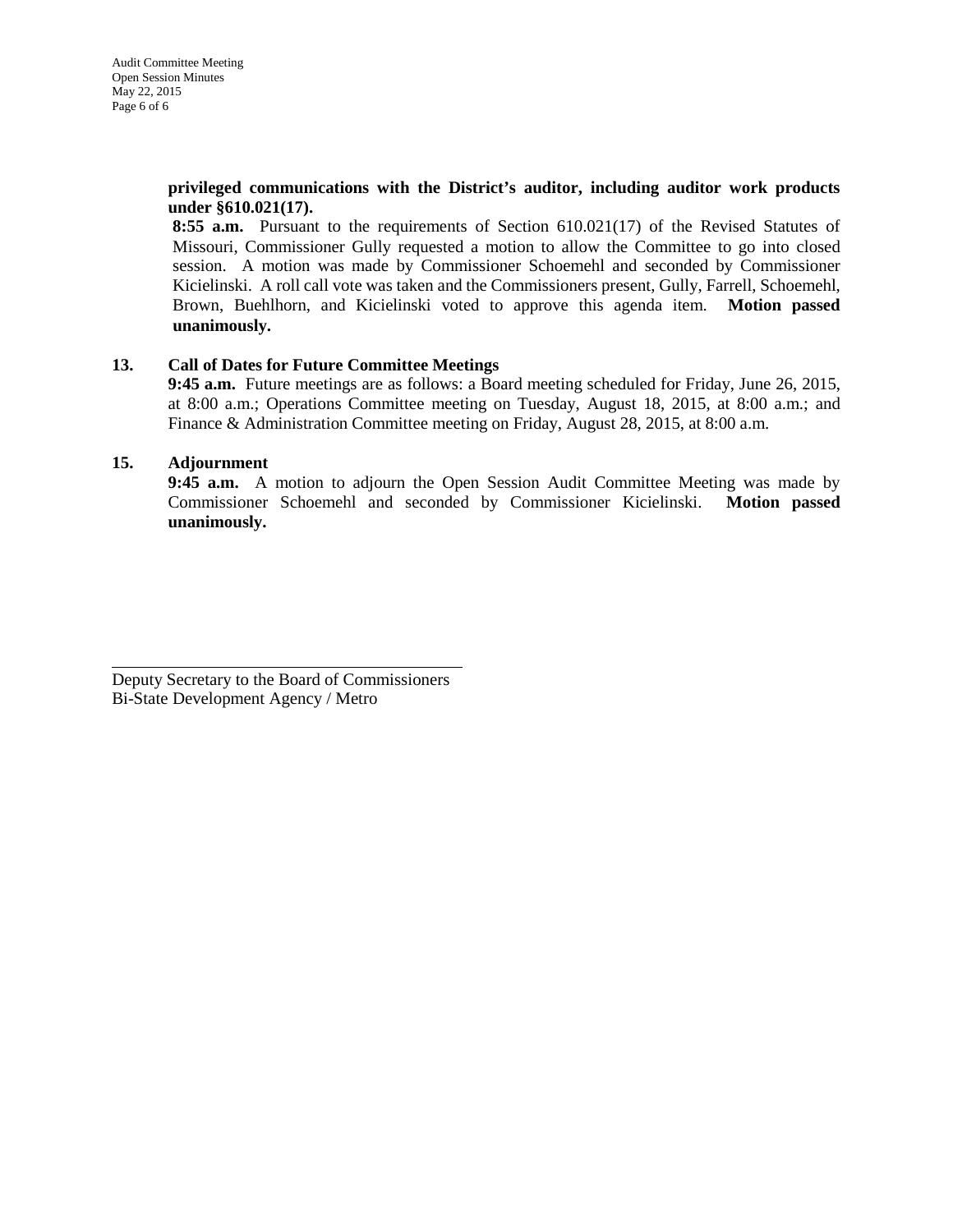**privileged communications with the District's auditor, including auditor work products under §610.021(17).**

**8:55 a.m.** Pursuant to the requirements of Section 610.021(17) of the Revised Statutes of Missouri, Commissioner Gully requested a motion to allow the Committee to go into closed session. A motion was made by Commissioner Schoemehl and seconded by Commissioner Kicielinski. A roll call vote was taken and the Commissioners present, Gully, Farrell, Schoemehl, Brown, Buehlhorn, and Kicielinski voted to approve this agenda item. **Motion passed unanimously.**

**13. Call of Dates for Future Committee Meetings**

**9:45 a.m.** Future meetings are as follows: a Board meeting scheduled for Friday, June 26, 2015, at 8:00 a.m.; Operations Committee meeting on Tuesday, August 18, 2015, at 8:00 a.m.; and Finance & Administration Committee meeting on Friday, August 28, 2015, at 8:00 a.m.

**15. Adjournment**

**9:45 a.m.** A motion to adjourn the Open Session Audit Committee Meeting was made by Commissioner Schoemehl and seconded by Commissioner Kicielinski. **Motion passed unanimously.**

\_\_\_\_\_\_\_\_\_\_\_\_\_\_\_\_\_\_\_\_\_\_\_\_\_\_\_\_\_\_\_\_\_\_\_\_\_\_\_\_\_\_\_\_

Deputy Secretary to the Board of Commissioners
Bi-State Development Agency / Metro